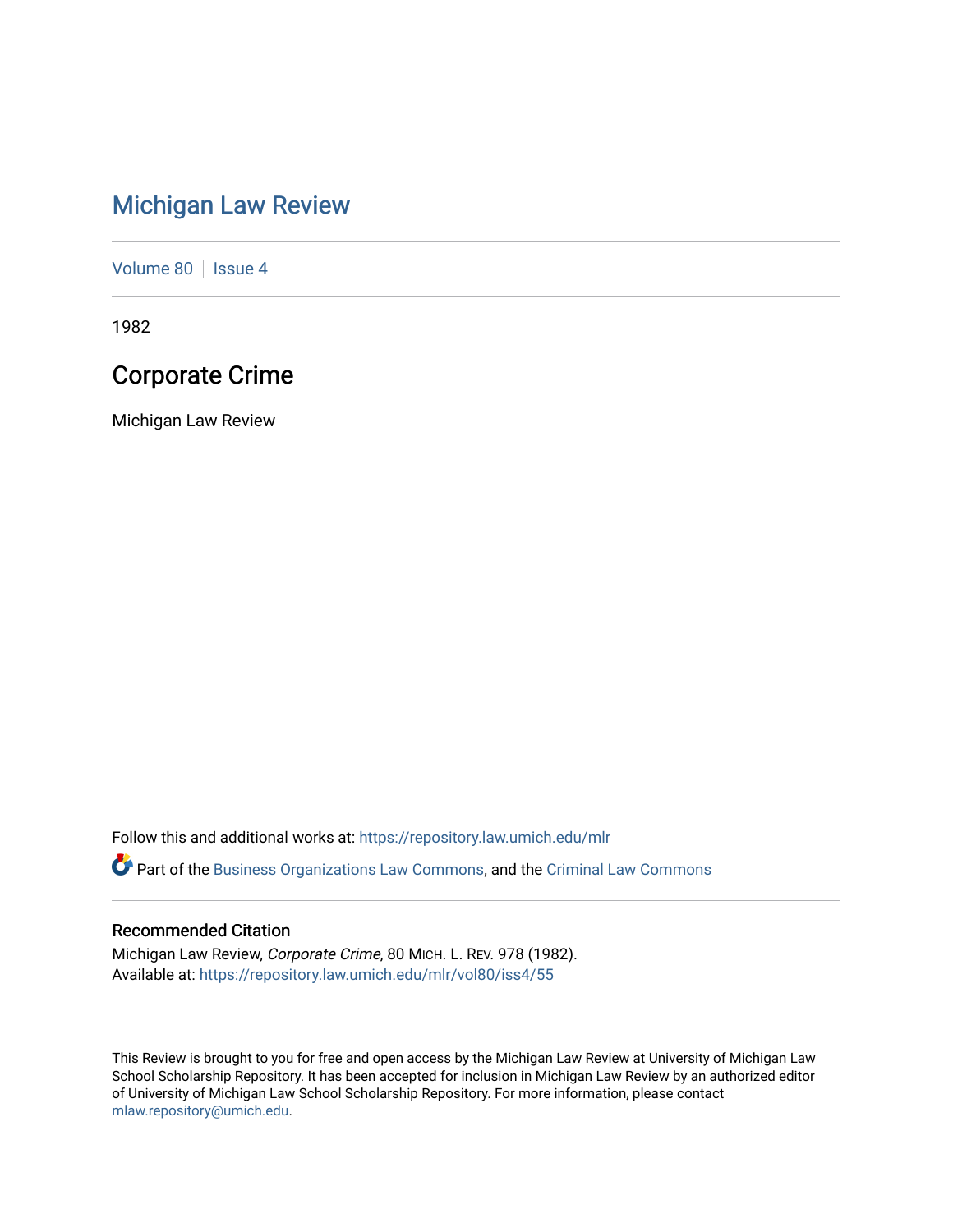# Michigan Law Review

Volume 80 | Issue 4

1982

## Corporate Crime

Michigan Law Review

Follow this and additional works at: https://repository.law.umich.edu/mlr

Part of the Business Organizations Law Commons, and the Criminal Law Commons

### Recommended Citation

Michigan Law Review, *Corporate Crime*, 80 MICH. L. REV. 978 (1982).
Available at: https://repository.law.umich.edu/mlr/vol80/iss4/55

This Review is brought to you for free and open access by the Michigan Law Review at University of Michigan Law School Scholarship Repository. It has been accepted for inclusion in Michigan Law Review by an authorized editor of University of Michigan Law School Scholarship Repository. For more information, please contact mlaw.repository@umich.edu.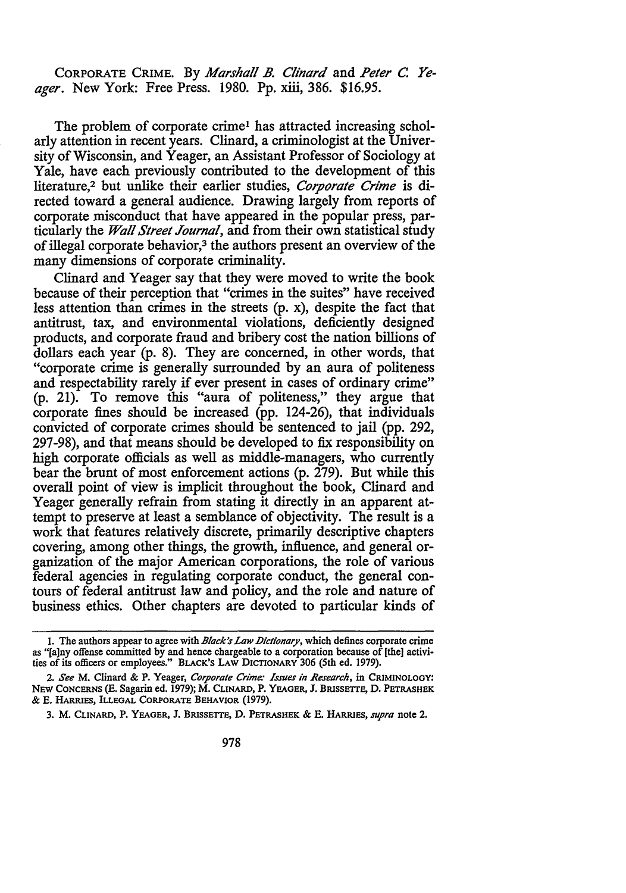CORPORATE CRIME. By *Marshall B. Clinard* and *Peter C. Yeager*. New York: Free Press. 1980. Pp. xiii, 386. $16.95.

The problem of corporate crime[1] has attracted increasing scholarly attention in recent years. Clinard, a criminologist at the University of Wisconsin, and Yeager, an Assistant Professor of Sociology at Yale, have each previously contributed to the development of this literature,[2] but unlike their earlier studies, *Corporate Crime* is directed toward a general audience. Drawing largely from reports of corporate misconduct that have appeared in the popular press, particularly the *Wall Street Journal*, and from their own statistical study of illegal corporate behavior,[3] the authors present an overview of the many dimensions of corporate criminality.

Clinard and Yeager say that they were moved to write the book because of their perception that "crimes in the suites" have received less attention than crimes in the streets (p. x), despite the fact that antitrust, tax, and environmental violations, deficiently designed products, and corporate fraud and bribery cost the nation billions of dollars each year (p. 8). They are concerned, in other words, that "corporate crime is generally surrounded by an aura of politeness and respectability rarely if ever present in cases of ordinary crime" (p. 21). To remove this "aura of politeness," they argue that corporate fines should be increased (pp. 124-26), that individuals convicted of corporate crimes should be sentenced to jail (pp. 292, 297-98), and that means should be developed to fix responsibility on high corporate officials as well as middle-managers, who currently bear the brunt of most enforcement actions (p. 279). But while this overall point of view is implicit throughout the book, Clinard and Yeager generally refrain from stating it directly in an apparent attempt to preserve at least a semblance of objectivity. The result is a work that features relatively discrete, primarily descriptive chapters covering, among other things, the growth, influence, and general organization of the major American corporations, the role of various federal agencies in regulating corporate conduct, the general contours of federal antitrust law and policy, and the role and nature of business ethics. Other chapters are devoted to particular kinds of

---

1. The authors appear to agree with *Black's Law Dictionary*, which defines corporate crime as "[a]ny offense committed by and hence chargeable to a corporation because of [the] activities of its officers or employees." BLACK'S LAW DICTIONARY 306 (5th ed. 1979).

2. *See* M. Clinard & P. Yeager, *Corporate Crime: Issues in Research*, in CRIMINOLOGY: NEW CONCERNS (E. Sagarin ed. 1979); M. CLINARD, P. YEAGER, J. BRISSETTE, D. PETRASHEK & E. HARRIES, ILLEGAL CORPORATE BEHAVIOR (1979).

3. M. CLINARD, P. YEAGER, J. BRISSETTE, D. PETRASHEK & E. HARRIES, *supra* note 2.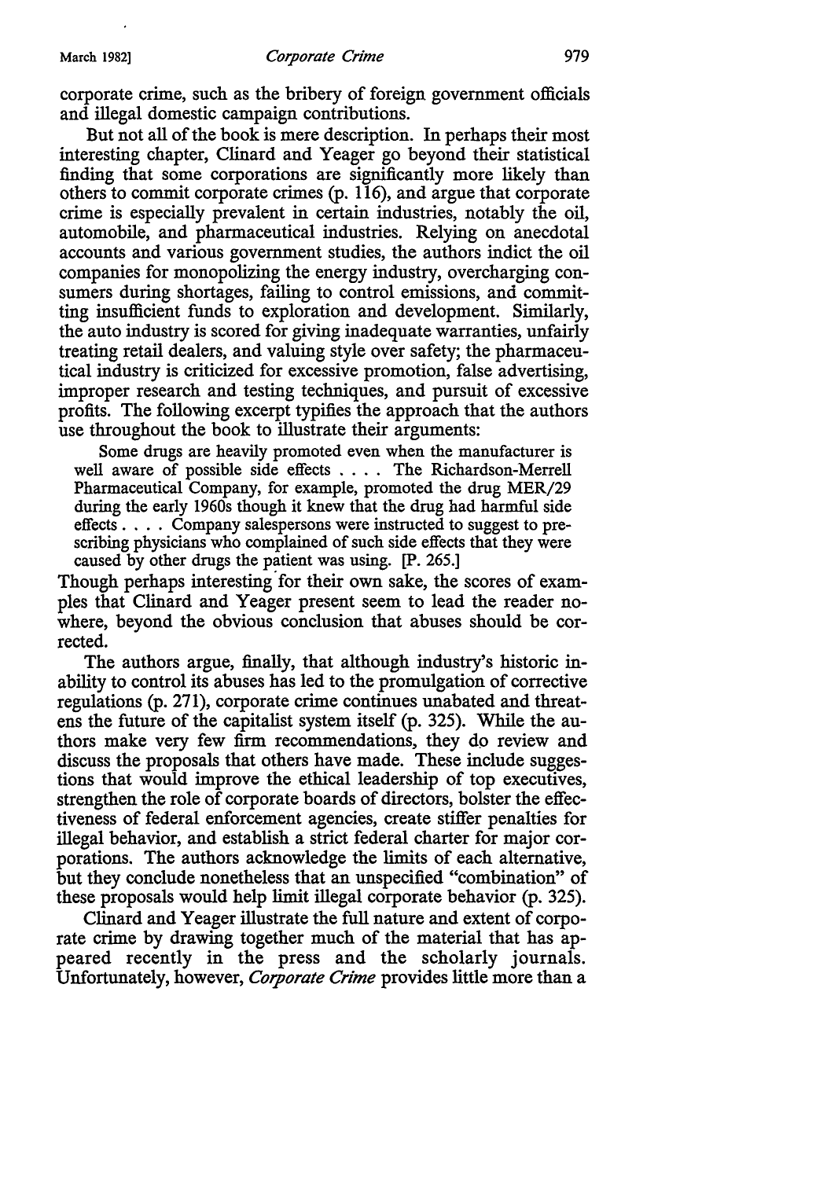corporate crime, such as the bribery of foreign government officials and illegal domestic campaign contributions.

But not all of the book is mere description. In perhaps their most interesting chapter, Clinard and Yeager go beyond their statistical finding that some corporations are significantly more likely than others to commit corporate crimes (p. 116), and argue that corporate crime is especially prevalent in certain industries, notably the oil, automobile, and pharmaceutical industries. Relying on anecdotal accounts and various government studies, the authors indict the oil companies for monopolizing the energy industry, overcharging consumers during shortages, failing to control emissions, and committing insufficient funds to exploration and development. Similarly, the auto industry is scored for giving inadequate warranties, unfairly treating retail dealers, and valuing style over safety; the pharmaceutical industry is criticized for excessive promotion, false advertising, improper research and testing techniques, and pursuit of excessive profits. The following excerpt typifies the approach that the authors use throughout the book to illustrate their arguments:

> Some drugs are heavily promoted even when the manufacturer is well aware of possible side effects . . . . The Richardson-Merrell Pharmaceutical Company, for example, promoted the drug MER/29 during the early 1960s though it knew that the drug had harmful side effects . . . . Company salespersons were instructed to suggest to prescribing physicians who complained of such side effects that they were caused by other drugs the patient was using. [P. 265.]

Though perhaps interesting for their own sake, the scores of examples that Clinard and Yeager present seem to lead the reader nowhere, beyond the obvious conclusion that abuses should be corrected.

The authors argue, finally, that although industry's historic inability to control its abuses has led to the promulgation of corrective regulations (p. 271), corporate crime continues unabated and threatens the future of the capitalist system itself (p. 325). While the authors make very few firm recommendations, they do review and discuss the proposals that others have made. These include suggestions that would improve the ethical leadership of top executives, strengthen the role of corporate boards of directors, bolster the effectiveness of federal enforcement agencies, create stiffer penalties for illegal behavior, and establish a strict federal charter for major corporations. The authors acknowledge the limits of each alternative, but they conclude nonetheless that an unspecified "combination" of these proposals would help limit illegal corporate behavior (p. 325).

Clinard and Yeager illustrate the full nature and extent of corporate crime by drawing together much of the material that has appeared recently in the press and the scholarly journals. Unfortunately, however, *Corporate Crime* provides little more than a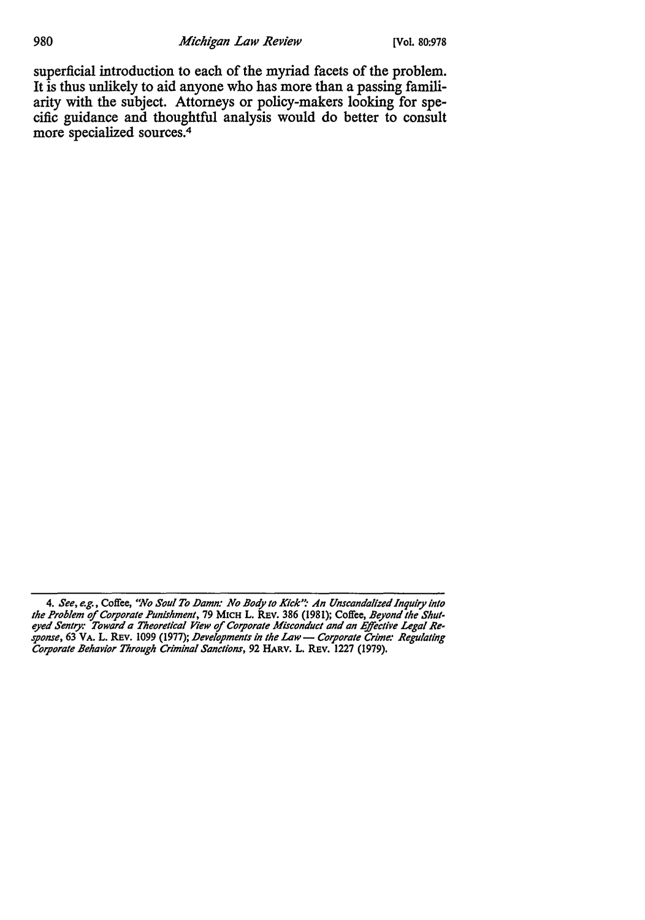superficial introduction to each of the myriad facets of the problem. It is thus unlikely to aid anyone who has more than a passing familiarity with the subject. Attorneys or policy-makers looking for specific guidance and thoughtful analysis would do better to consult more specialized sources.[4]

---

4. *See, e.g.*, Coffee, *"No Soul To Damn: No Body to Kick": An Unscandalized Inquiry into the Problem of Corporate Punishment*, 79 MICH L. REV. 386 (1981); Coffee, *Beyond the Shut-eyed Sentry: Toward a Theoretical View of Corporate Misconduct and an Effective Legal Response*, 63 VA. L. REV. 1099 (1977); *Developments in the Law — Corporate Crime: Regulating Corporate Behavior Through Criminal Sanctions*, 92 HARV. L. REV. 1227 (1979).